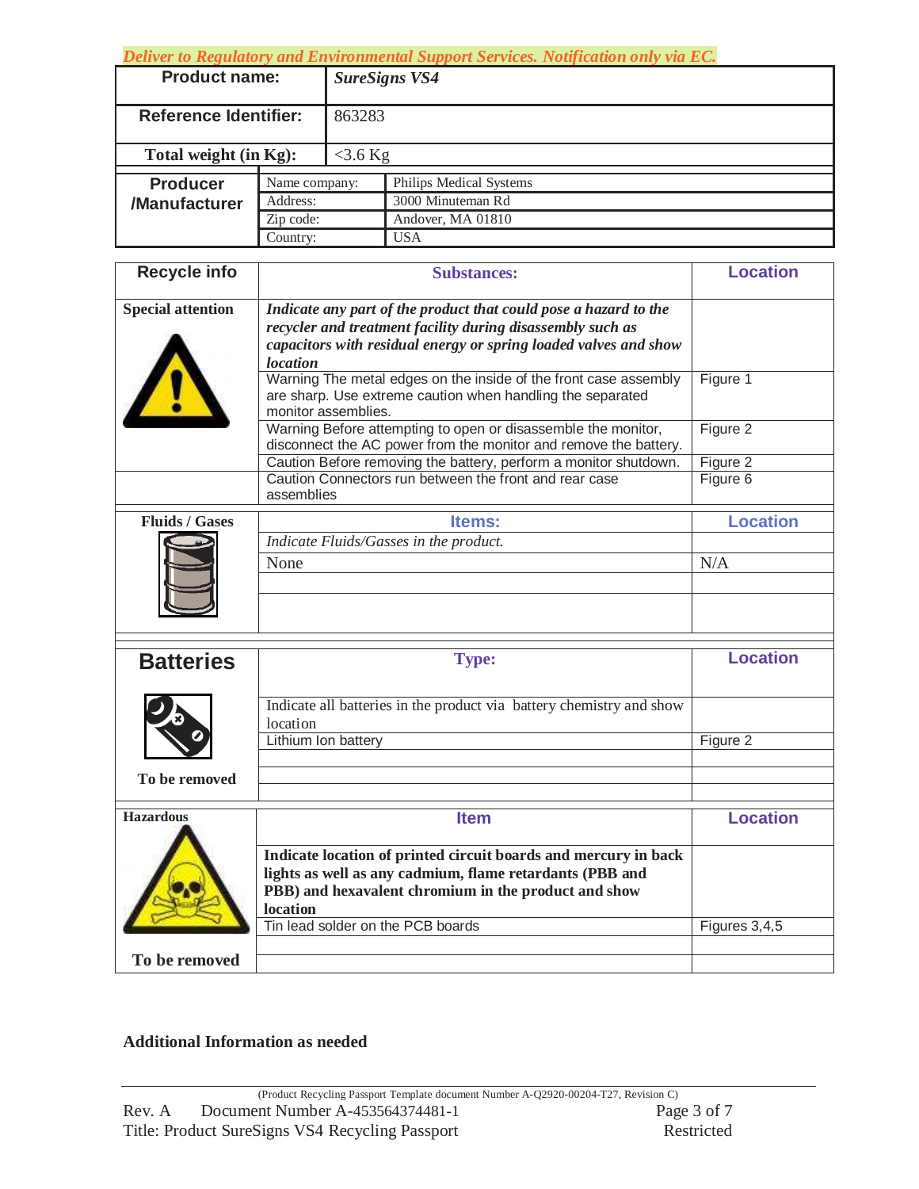*Deliver to Regulatory and Environmental Support Services. Notification only via EC.*

| Product name: | *SureSigns VS4* | |
|---|---|---|
| Reference Identifier: | 863283 | |
| Total weight (in Kg): | <3.6 Kg | |
| Producer /Manufacturer | Name company: | Philips Medical Systems |
| | Address: | 3000 Minuteman Rd |
| | Zip code: | Andover, MA 01810 |
| | Country: | USA |

| Recycle info | Substances: | Location |
|---|---|---|
| **Special attention** | ***Indicate any part of the product that could pose a hazard to the recycler and treatment facility during disassembly such as capacitors with residual energy or spring loaded valves and show location*** | |
| | Warning The metal edges on the inside of the front case assembly are sharp. Use extreme caution when handling the separated monitor assemblies. | Figure 1 |
| | Warning Before attempting to open or disassemble the monitor, disconnect the AC power from the monitor and remove the battery. | Figure 2 |
| | Caution Before removing the battery, perform a monitor shutdown. | Figure 2 |
| | Caution Connectors run between the front and rear case assemblies | Figure 6 |

| Fluids / Gases | Items: | Location |
|---|---|---|
| | *Indicate Fluids/Gasses in the product.* | |
| | None | N/A |
| | | |
| | | |

| Batteries | Type: | Location |
|---|---|---|
| | Indicate all batteries in the product via battery chemistry and show location | |
| | Lithium Ion battery | Figure 2 |
| | | |
| **To be removed** | | |

| Hazardous | Item | Location |
|---|---|---|
| | **Indicate location of printed circuit boards and mercury in back lights as well as any cadmium, flame retardants (PBB and PBB) and hexavalent chromium in the product and show location** | |
| | Tin lead solder on the PCB boards | Figures 3,4,5 |
| | | |
| **To be removed** | | |

**Additional Information as needed**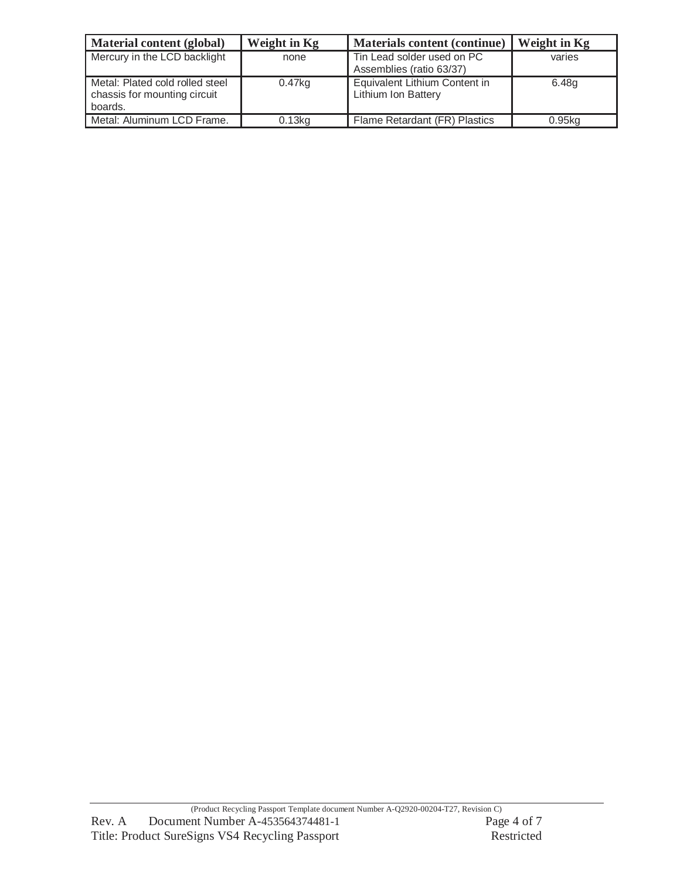| Material content (global) | Weight in Kg | Materials content (continue) | Weight in Kg |
|---|---|---|---|
| Mercury in the LCD backlight | none | Tin Lead solder used on PC Assemblies (ratio 63/37) | varies |
| Metal: Plated cold rolled steel chassis for mounting circuit boards. | 0.47kg | Equivalent Lithium Content in Lithium Ion Battery | 6.48g |
| Metal: Aluminum LCD Frame. | 0.13kg | Flame Retardant (FR) Plastics | 0.95kg |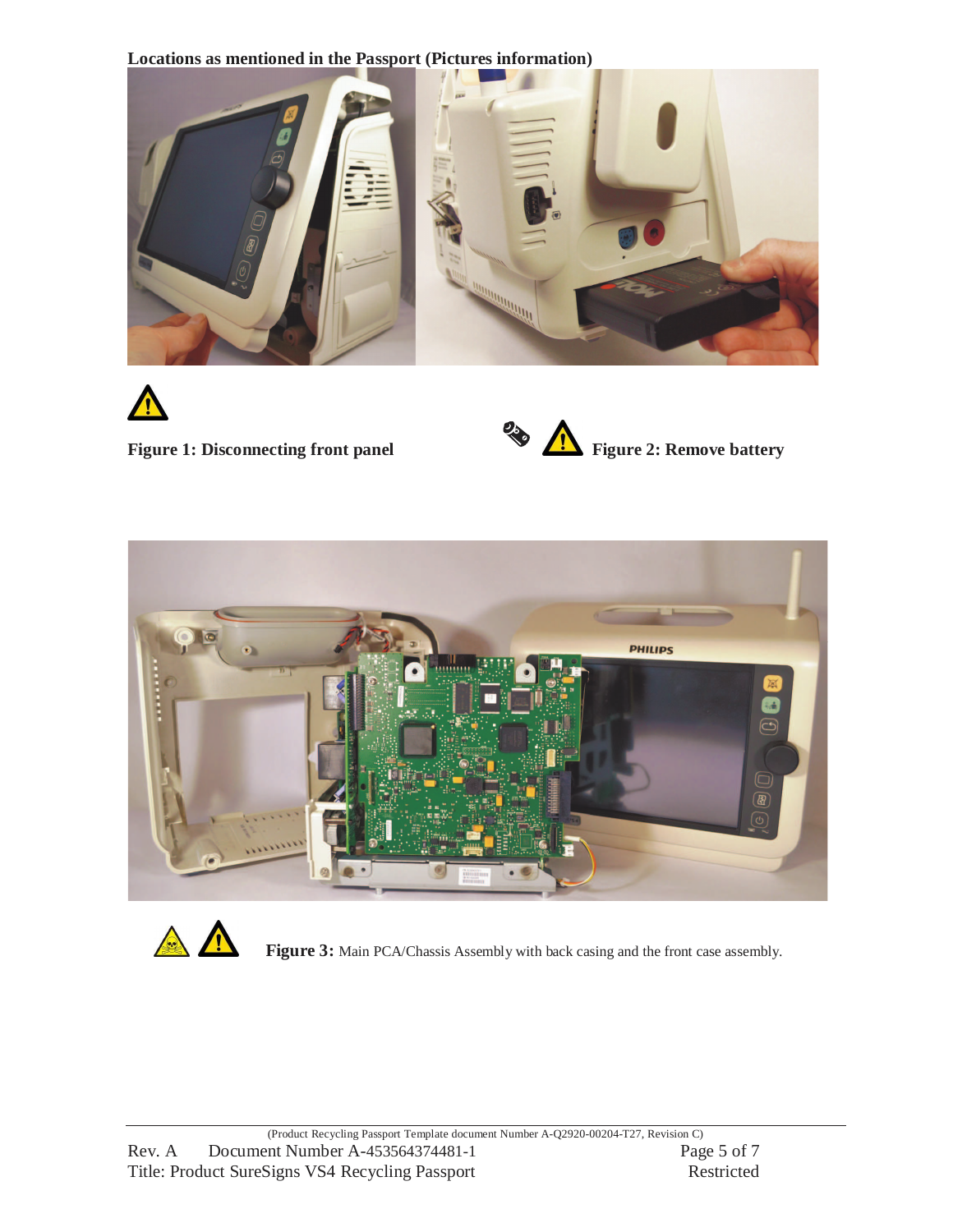**Locations as mentioned in the Passport (Pictures information)**

**Figure 1: Disconnecting front panel**

**Figure 2: Remove battery**

**Figure 3:** Main PCA/Chassis Assembly with back casing and the front case assembly.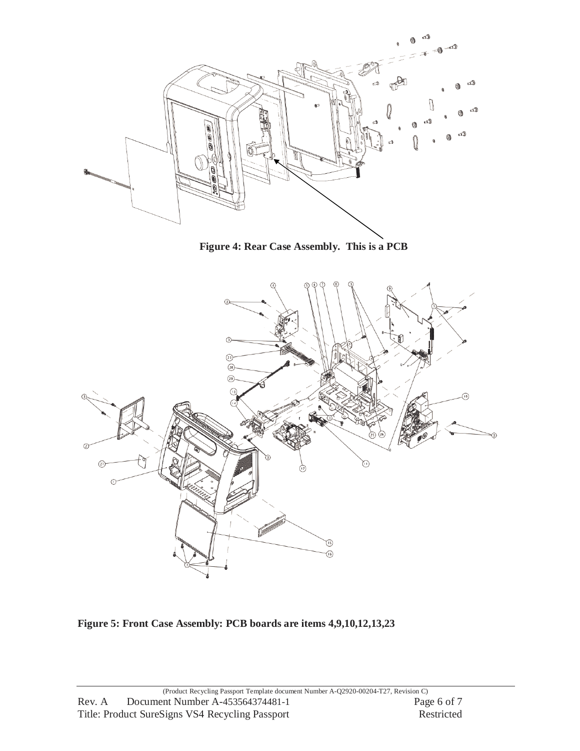**Figure 4: Rear Case Assembly. This is a PCB**

**Figure 5: Front Case Assembly: PCB boards are items 4,9,10,12,13,23**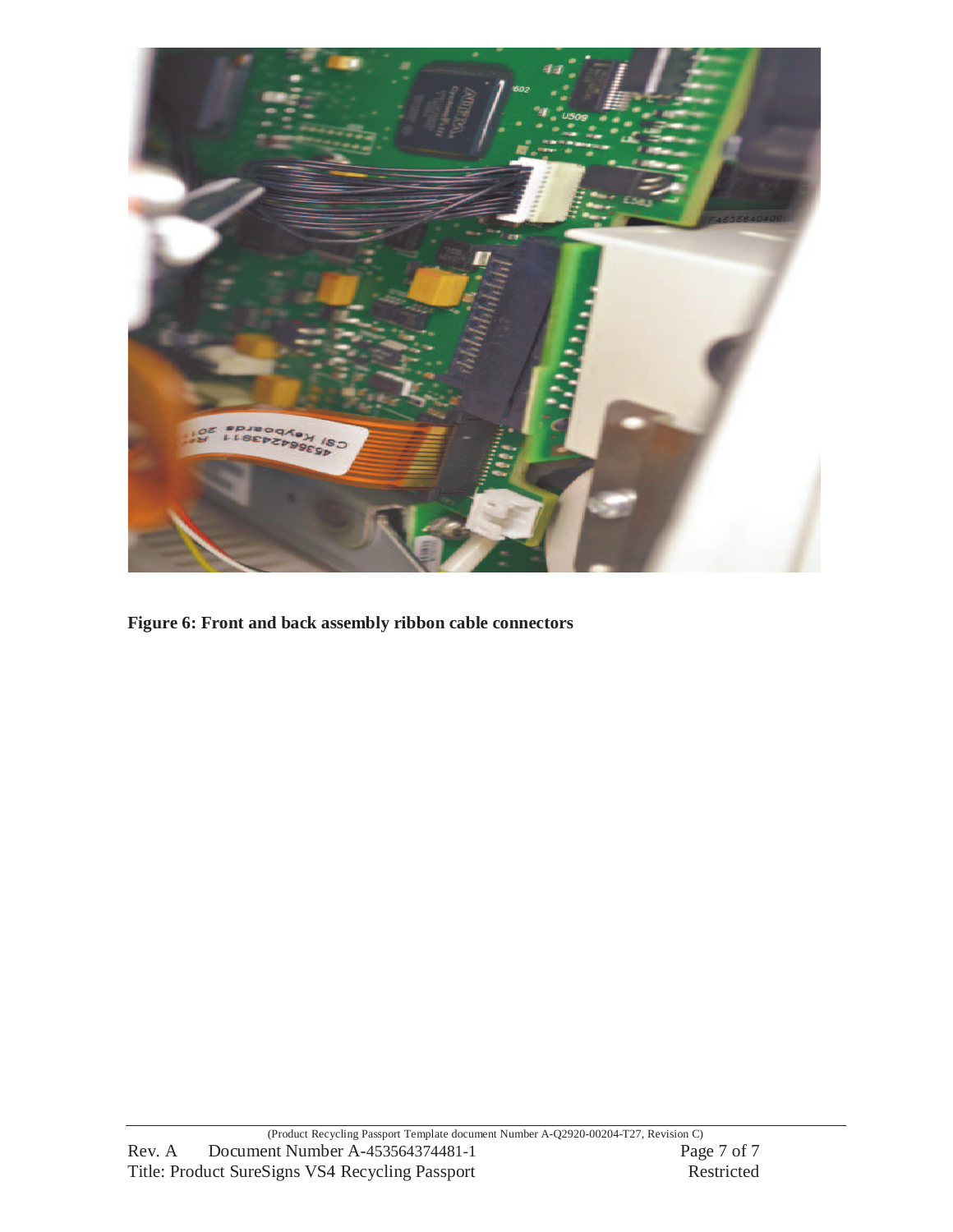**Figure 6: Front and back assembly ribbon cable connectors**